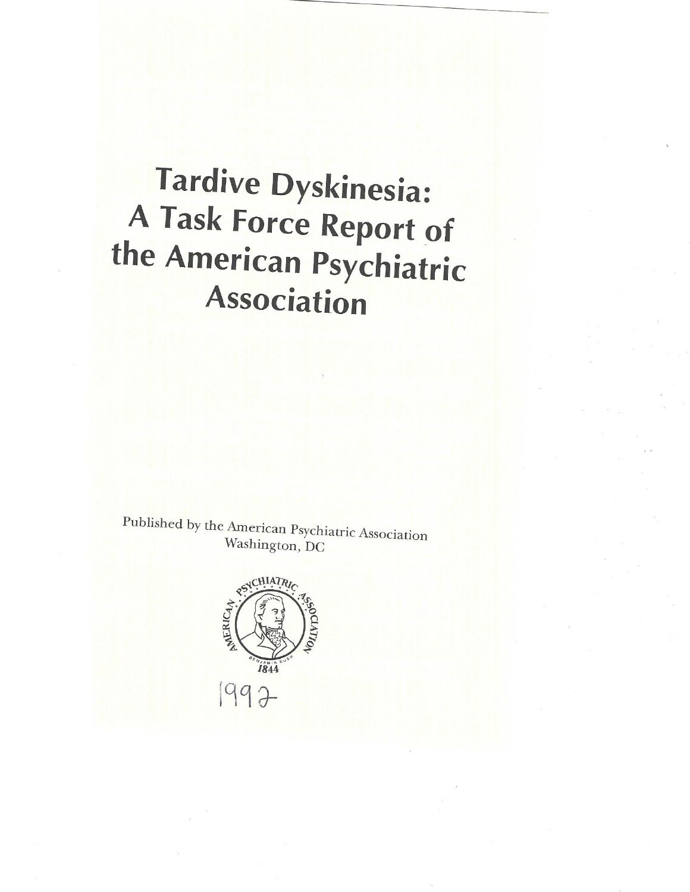# Tardive Dyskinesia: A Task Force Report of the American Psychiatric Association

Published by the American Psychiatric Association
Washington, DC

AMERICAN PSYCHIATRIC ASSOCIATION
BENJAMIN RUSH
1844

1992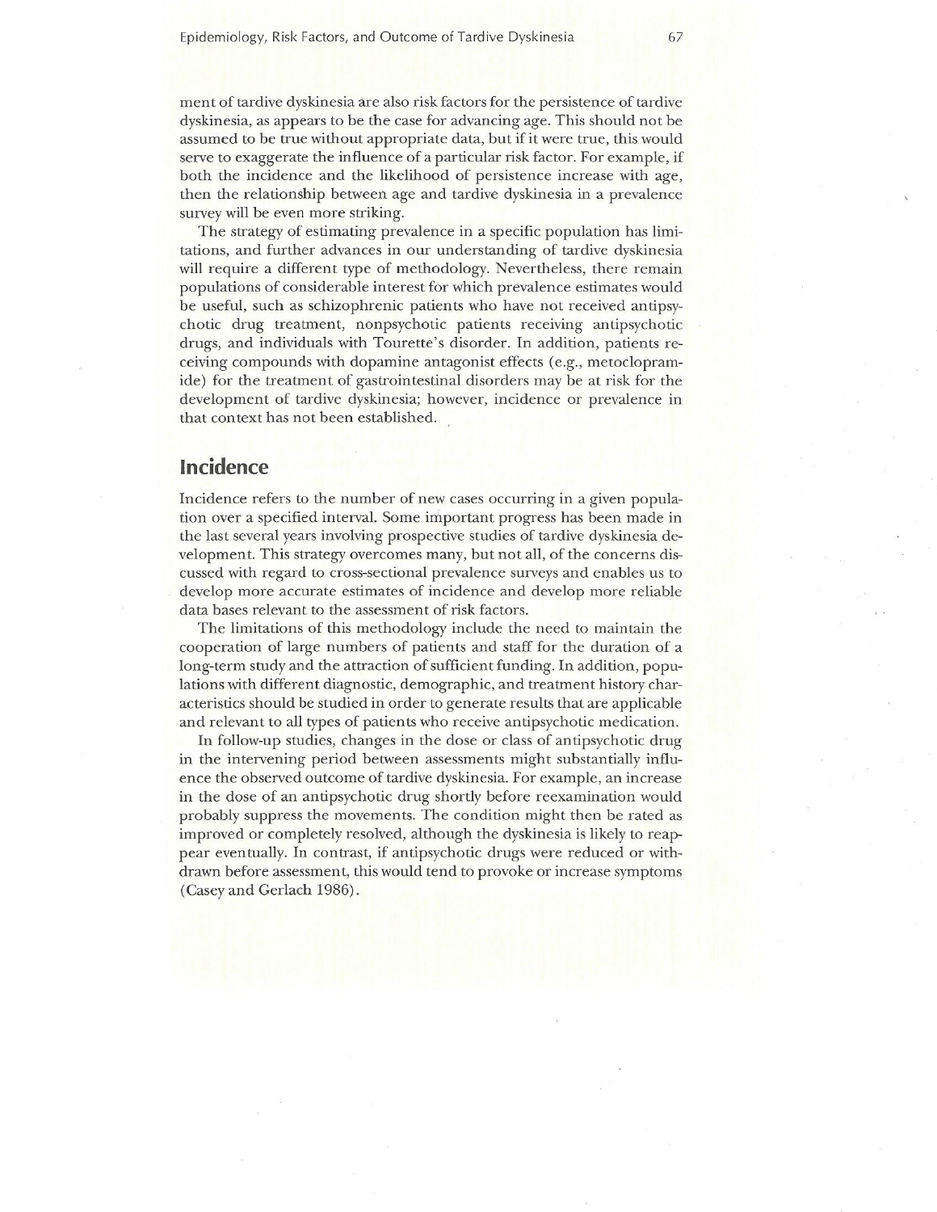ment of tardive dyskinesia are also risk factors for the persistence of tardive dyskinesia, as appears to be the case for advancing age. This should not be assumed to be true without appropriate data, but if it were true, this would serve to exaggerate the influence of a particular risk factor. For example, if both the incidence and the likelihood of persistence increase with age, then the relationship between age and tardive dyskinesia in a prevalence survey will be even more striking.

The strategy of estimating prevalence in a specific population has limitations, and further advances in our understanding of tardive dyskinesia will require a different type of methodology. Nevertheless, there remain populations of considerable interest for which prevalence estimates would be useful, such as schizophrenic patients who have not received antipsychotic drug treatment, nonpsychotic patients receiving antipsychotic drugs, and individuals with Tourette's disorder. In addition, patients receiving compounds with dopamine antagonist effects (e.g., metoclopramide) for the treatment of gastrointestinal disorders may be at risk for the development of tardive dyskinesia; however, incidence or prevalence in that context has not been established.

## Incidence

Incidence refers to the number of new cases occurring in a given population over a specified interval. Some important progress has been made in the last several years involving prospective studies of tardive dyskinesia development. This strategy overcomes many, but not all, of the concerns discussed with regard to cross-sectional prevalence surveys and enables us to develop more accurate estimates of incidence and develop more reliable data bases relevant to the assessment of risk factors.

The limitations of this methodology include the need to maintain the cooperation of large numbers of patients and staff for the duration of a long-term study and the attraction of sufficient funding. In addition, populations with different diagnostic, demographic, and treatment history characteristics should be studied in order to generate results that are applicable and relevant to all types of patients who receive antipsychotic medication.

In follow-up studies, changes in the dose or class of antipsychotic drug in the intervening period between assessments might substantially influence the observed outcome of tardive dyskinesia. For example, an increase in the dose of an antipsychotic drug shortly before reexamination would probably suppress the movements. The condition might then be rated as improved or completely resolved, although the dyskinesia is likely to reappear eventually. In contrast, if antipsychotic drugs were reduced or withdrawn before assessment, this would tend to provoke or increase symptoms (Casey and Gerlach 1986).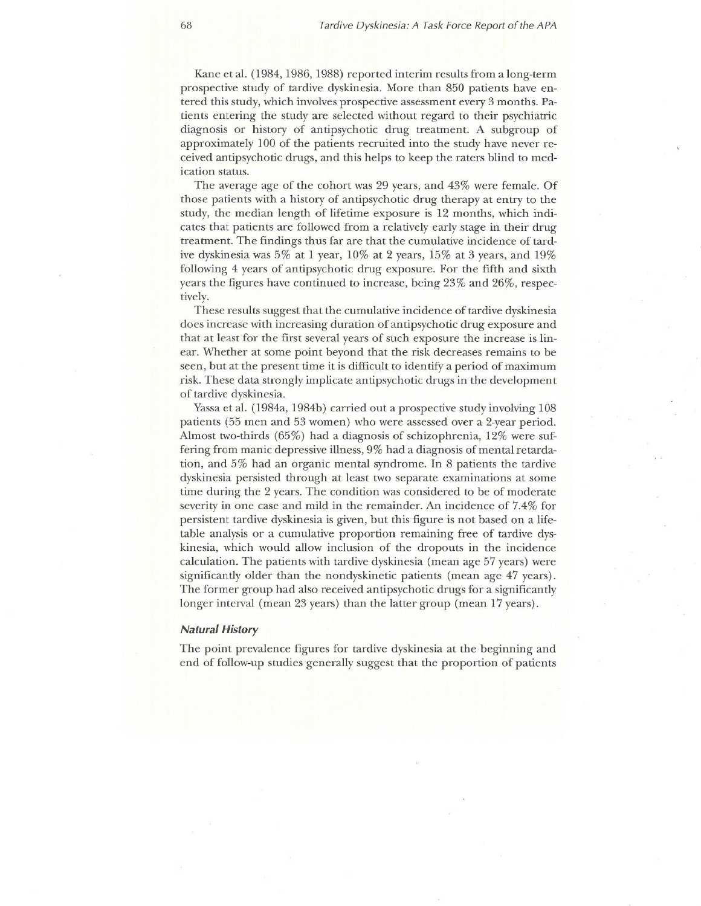Kane et al. (1984, 1986, 1988) reported interim results from a long-term prospective study of tardive dyskinesia. More than 850 patients have entered this study, which involves prospective assessment every 3 months. Patients entering the study are selected without regard to their psychiatric diagnosis or history of antipsychotic drug treatment. A subgroup of approximately 100 of the patients recruited into the study have never received antipsychotic drugs, and this helps to keep the raters blind to medication status.

The average age of the cohort was 29 years, and 43% were female. Of those patients with a history of antipsychotic drug therapy at entry to the study, the median length of lifetime exposure is 12 months, which indicates that patients are followed from a relatively early stage in their drug treatment. The findings thus far are that the cumulative incidence of tardive dyskinesia was 5% at 1 year, 10% at 2 years, 15% at 3 years, and 19% following 4 years of antipsychotic drug exposure. For the fifth and sixth years the figures have continued to increase, being 23% and 26%, respectively.

These results suggest that the cumulative incidence of tardive dyskinesia does increase with increasing duration of antipsychotic drug exposure and that at least for the first several years of such exposure the increase is linear. Whether at some point beyond that the risk decreases remains to be seen, but at the present time it is difficult to identify a period of maximum risk. These data strongly implicate antipsychotic drugs in the development of tardive dyskinesia.

Yassa et al. (1984a, 1984b) carried out a prospective study involving 108 patients (55 men and 53 women) who were assessed over a 2-year period. Almost two-thirds (65%) had a diagnosis of schizophrenia, 12% were suffering from manic depressive illness, 9% had a diagnosis of mental retardation, and 5% had an organic mental syndrome. In 8 patients the tardive dyskinesia persisted through at least two separate examinations at some time during the 2 years. The condition was considered to be of moderate severity in one case and mild in the remainder. An incidence of 7.4% for persistent tardive dyskinesia is given, but this figure is not based on a life-table analysis or a cumulative proportion remaining free of tardive dyskinesia, which would allow inclusion of the dropouts in the incidence calculation. The patients with tardive dyskinesia (mean age 57 years) were significantly older than the nondyskinetic patients (mean age 47 years). The former group had also received antipsychotic drugs for a significantly longer interval (mean 23 years) than the latter group (mean 17 years).

### *Natural History*

The point prevalence figures for tardive dyskinesia at the beginning and end of follow-up studies generally suggest that the proportion of patients